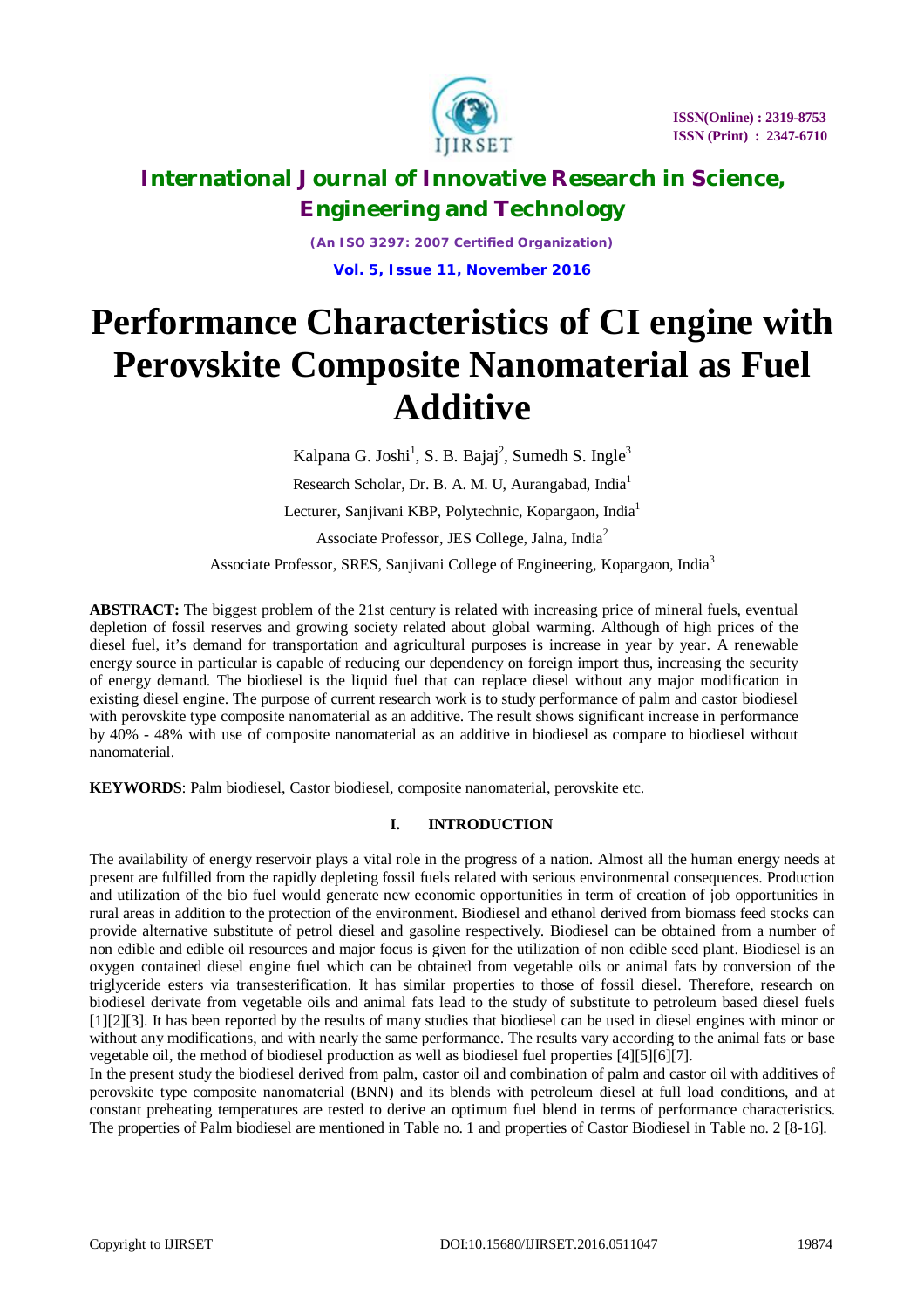# Performance Characteristics of CI engine with Perovskite Composite Nanomaterial as Fuel Additive

Kalpana G. Joshi[1], S. B. Bajaj[2], Sumedh S. Ingle[3]

Research Scholar, Dr. B. A. M. U, Aurangabad, India[1]

Lecturer, Sanjivani KBP, Polytechnic, Kopargaon, India[1]

Associate Professor, JES College, Jalna, India[2]

Associate Professor, SRES, Sanjivani College of Engineering, Kopargaon, India[3]

**ABSTRACT:** The biggest problem of the 21st century is related with increasing price of mineral fuels, eventual depletion of fossil reserves and growing society related about global warming. Although of high prices of the diesel fuel, it's demand for transportation and agricultural purposes is increase in year by year. A renewable energy source in particular is capable of reducing our dependency on foreign import thus, increasing the security of energy demand. The biodiesel is the liquid fuel that can replace diesel without any major modification in existing diesel engine. The purpose of current research work is to study performance of palm and castor biodiesel with perovskite type composite nanomaterial as an additive. The result shows significant increase in performance by 40% - 48% with use of composite nanomaterial as an additive in biodiesel as compare to biodiesel without nanomaterial.

**KEYWORDS**: Palm biodiesel, Castor biodiesel, composite nanomaterial, perovskite etc.

## I. INTRODUCTION

The availability of energy reservoir plays a vital role in the progress of a nation. Almost all the human energy needs at present are fulfilled from the rapidly depleting fossil fuels related with serious environmental consequences. Production and utilization of the bio fuel would generate new economic opportunities in term of creation of job opportunities in rural areas in addition to the protection of the environment. Biodiesel and ethanol derived from biomass feed stocks can provide alternative substitute of petrol diesel and gasoline respectively. Biodiesel can be obtained from a number of non edible and edible oil resources and major focus is given for the utilization of non edible seed plant. Biodiesel is an oxygen contained diesel engine fuel which can be obtained from vegetable oils or animal fats by conversion of the triglyceride esters via transesterification. It has similar properties to those of fossil diesel. Therefore, research on biodiesel derivate from vegetable oils and animal fats lead to the study of substitute to petroleum based diesel fuels [1][2][3]. It has been reported by the results of many studies that biodiesel can be used in diesel engines with minor or without any modifications, and with nearly the same performance. The results vary according to the animal fats or base vegetable oil, the method of biodiesel production as well as biodiesel fuel properties [4][5][6][7].

In the present study the biodiesel derived from palm, castor oil and combination of palm and castor oil with additives of perovskite type composite nanomaterial (BNN) and its blends with petroleum diesel at full load conditions, and at constant preheating temperatures are tested to derive an optimum fuel blend in terms of performance characteristics. The properties of Palm biodiesel are mentioned in Table no. 1 and properties of Castor Biodiesel in Table no. 2 [8-16].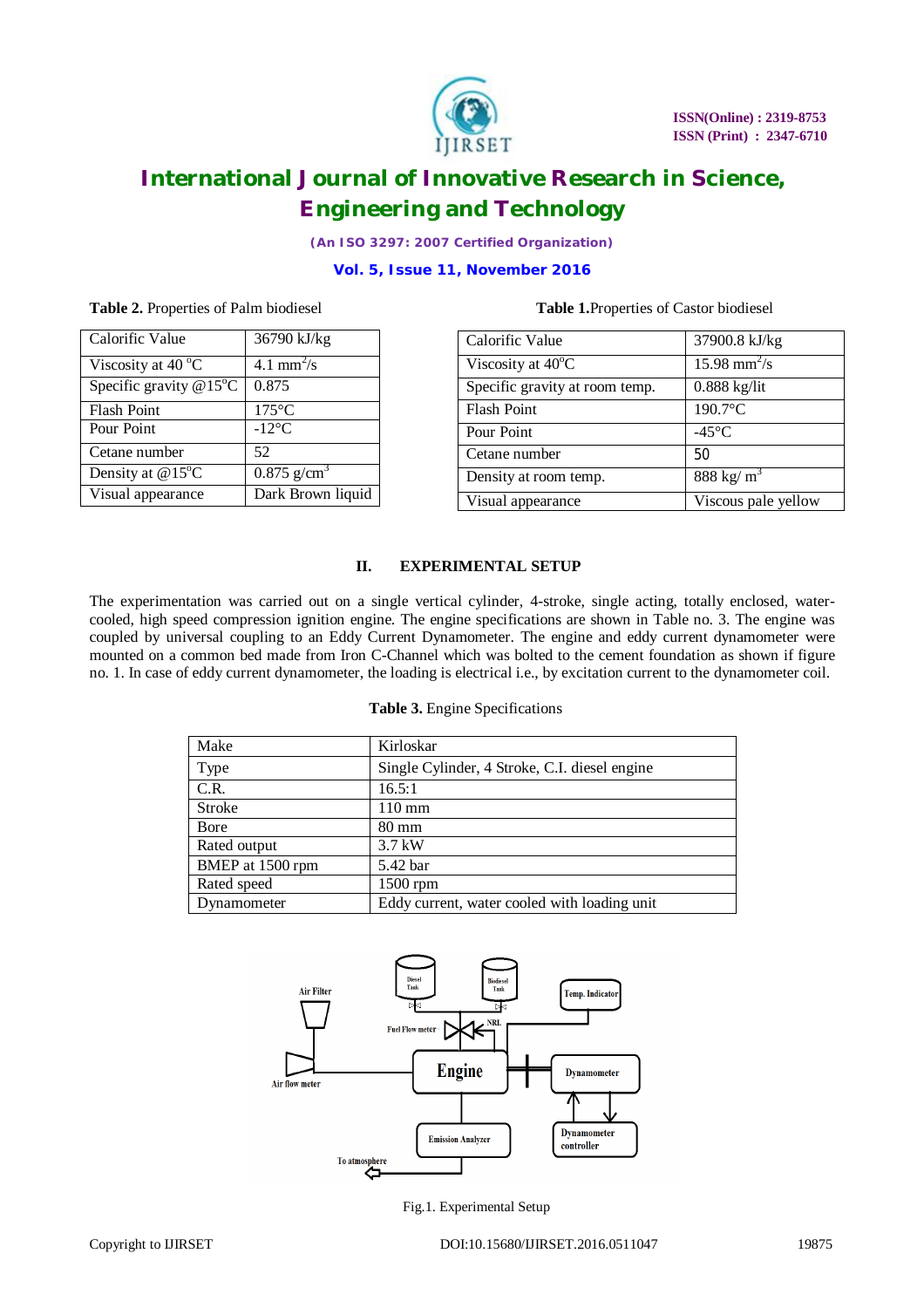**Table 2.** Properties of Palm biodiesel

| Calorific Value | 36790 kJ/kg |
|---|---|
| Viscosity at 40 °C | 4.1 $mm^2/s$ |
| Specific gravity @15°C | 0.875 |
| Flash Point | 175°C |
| Pour Point | -12°C |
| Cetane number | 52 |
| Density at @15°C | 0.875 $g/cm^3$ |
| Visual appearance | Dark Brown liquid |

**Table 1.** Properties of Castor biodiesel

| Calorific Value | 37900.8 kJ/kg |
|---|---|
| Viscosity at 40°C | 15.98 $mm^2/s$ |
| Specific gravity at room temp. | 0.888 kg/lit |
| Flash Point | 190.7°C |
| Pour Point | -45°C |
| Cetane number | 50 |
| Density at room temp. | 888 $kg/m^3$ |
| Visual appearance | Viscous pale yellow |

## II. EXPERIMENTAL SETUP

The experimentation was carried out on a single vertical cylinder, 4-stroke, single acting, totally enclosed, water-cooled, high speed compression ignition engine. The engine specifications are shown in Table no. 3. The engine was coupled by universal coupling to an Eddy Current Dynamometer. The engine and eddy current dynamometer were mounted on a common bed made from Iron C-Channel which was bolted to the cement foundation as shown if figure no. 1. In case of eddy current dynamometer, the loading is electrical i.e., by excitation current to the dynamometer coil.

**Table 3.** Engine Specifications

| Make | Kirloskar |
|---|---|
| Type | Single Cylinder, 4 Stroke, C.I. diesel engine |
| C.R. | 16.5:1 |
| Stroke | 110 mm |
| Bore | 80 mm |
| Rated output | 3.7 kW |
| BMEP at 1500 rpm | 5.42 bar |
| Rated speed | 1500 rpm |
| Dynamometer | Eddy current, water cooled with loading unit |

Fig.1. Experimental Setup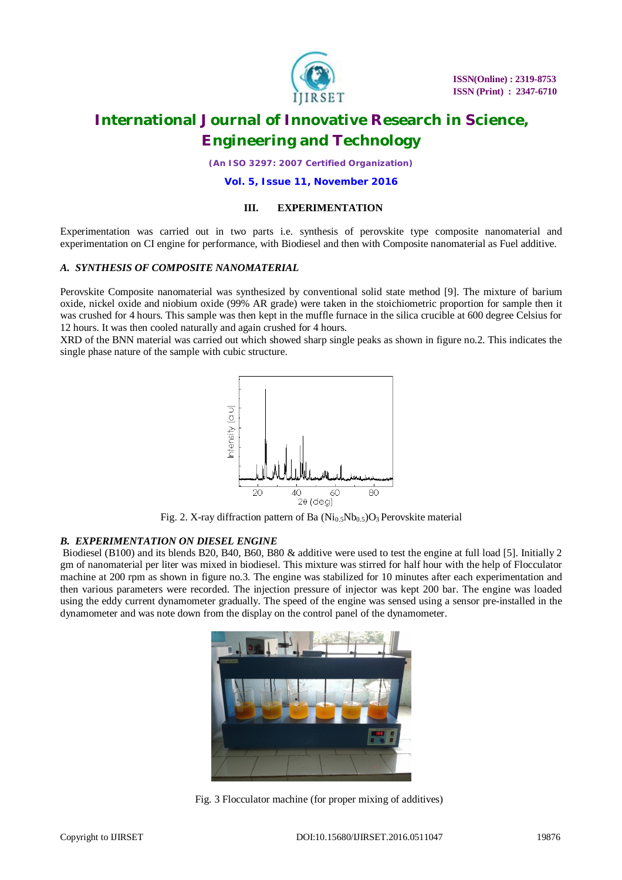## III. EXPERIMENTATION

Experimentation was carried out in two parts i.e. synthesis of perovskite type composite nanomaterial and experimentation on CI engine for performance, with Biodiesel and then with Composite nanomaterial as Fuel additive.

### *A. SYNTHESIS OF COMPOSITE NANOMATERIAL*

Perovskite Composite nanomaterial was synthesized by conventional solid state method [9]. The mixture of barium oxide, nickel oxide and niobium oxide (99% AR grade) were taken in the stoichiometric proportion for sample then it was crushed for 4 hours. This sample was then kept in the muffle furnace in the silica crucible at 600 degree Celsius for 12 hours. It was then cooled naturally and again crushed for 4 hours.

XRD of the BNN material was carried out which showed sharp single peaks as shown in figure no.2. This indicates the single phase nature of the sample with cubic structure.

Fig. 2. X-ray diffraction pattern of $Ba(Ni_{0.5}Nb_{0.5})O_3$ Perovskite material

### *B. EXPERIMENTATION ON DIESEL ENGINE*

Biodiesel (B100) and its blends B20, B40, B60, B80 & additive were used to test the engine at full load [5]. Initially 2 gm of nanomaterial per liter was mixed in biodiesel. This mixture was stirred for half hour with the help of Flocculator machine at 200 rpm as shown in figure no.3. The engine was stabilized for 10 minutes after each experimentation and then various parameters were recorded. The injection pressure of injector was kept 200 bar. The engine was loaded using the eddy current dynamometer gradually. The speed of the engine was sensed using a sensor pre-installed in the dynamometer and was note down from the display on the control panel of the dynamometer.

Fig. 3 Flocculator machine (for proper mixing of additives)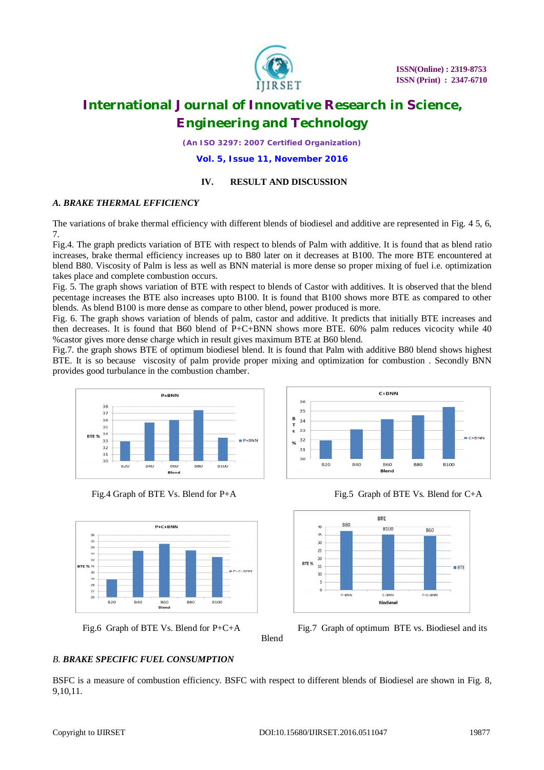## IV. RESULT AND DISCUSSION

### A. BRAKE THERMAL EFFICIENCY

The variations of brake thermal efficiency with different blends of biodiesel and additive are represented in Fig. 4 5, 6, 7.

Fig.4. The graph predicts variation of BTE with respect to blends of Palm with additive. It is found that as blend ratio increases, brake thermal efficiency increases up to B80 later on it decreases at B100. The more BTE encountered at blend B80. Viscosity of Palm is less as well as BNN material is more dense so proper mixing of fuel i.e. optimization takes place and complete combustion occurs.

Fig. 5. The graph shows variation of BTE with respect to blends of Castor with additives. It is observed that the blend pecentage increases the BTE also increases upto B100. It is found that B100 shows more BTE as compared to other blends. As blend B100 is more dense as compare to other blend, power produced is more.

Fig. 6. The graph shows variation of blends of palm, castor and additive. It predicts that initially BTE increases and then decreases. It is found that B60 blend of P+C+BNN shows more BTE. 60% palm reduces vicocity while 40 %castor gives more dense charge which in result gives maximum BTE at B60 blend.

Fig.7. the graph shows BTE of optimum biodiesel blend. It is found that Palm with additive B80 blend shows highest BTE. It is so because viscosity of palm provide proper mixing and optimization for combustion . Secondly BNN provides good turbulance in the combustion chamber.

Fig.4 Graph of BTE Vs. Blend for P+A

Fig.5 Graph of BTE Vs. Blend for C+A

Fig.6 Graph of BTE Vs. Blend for P+C+A

Fig.7 Graph of optimum BTE vs. Biodiesel and its Blend

### B. BRAKE SPECIFIC FUEL CONSUMPTION

BSFC is a measure of combustion efficiency. BSFC with respect to different blends of Biodiesel are shown in Fig. 8, 9,10,11.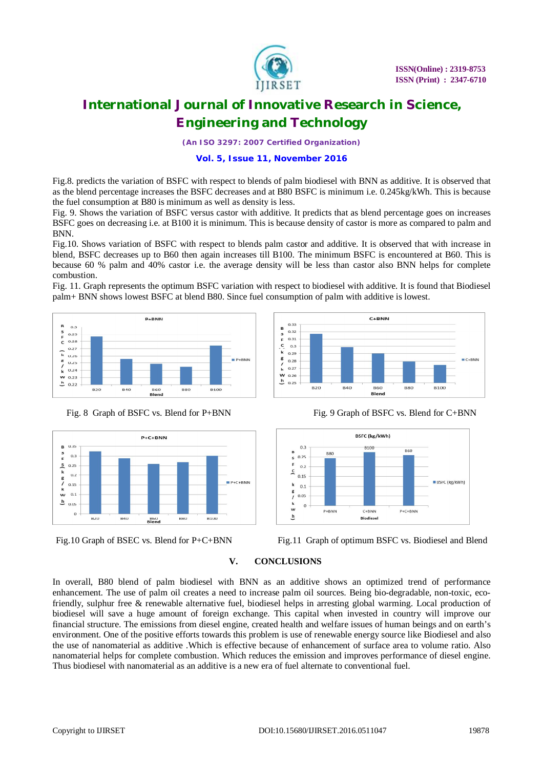Fig.8. predicts the variation of BSFC with respect to blends of palm biodiesel with BNN as additive. It is observed that as the blend percentage increases the BSFC decreases and at B80 BSFC is minimum i.e. 0.245kg/kWh. This is because the fuel consumption at B80 is minimum as well as density is less.

Fig. 9. Shows the variation of BSFC versus castor with additive. It predicts that as blend percentage goes on increases BSFC goes on decreasing i.e. at B100 it is minimum. This is because density of castor is more as compared to palm and BNN.

Fig.10. Shows variation of BSFC with respect to blends palm castor and additive. It is observed that with increase in blend, BSFC decreases up to B60 then again increases till B100. The minimum BSFC is encountered at B60. This is because 60 % palm and 40% castor i.e. the average density will be less than castor also BNN helps for complete combustion.

Fig. 11. Graph represents the optimum BSFC variation with respect to biodiesel with additive. It is found that Biodiesel palm+ BNN shows lowest BSFC at blend B80. Since fuel consumption of palm with additive is lowest.

Fig. 8 Graph of BSFC vs. Blend for P+BNN

Fig. 9 Graph of BSFC vs. Blend for C+BNN

Fig.10 Graph of BSEC vs. Blend for P+C+BNN

Fig.11 Graph of optimum BSFC vs. Biodiesel and Blend

## V. CONCLUSIONS

In overall, B80 blend of palm biodiesel with BNN as an additive shows an optimized trend of performance enhancement. The use of palm oil creates a need to increase palm oil sources. Being bio-degradable, non-toxic, eco-friendly, sulphur free & renewable alternative fuel, biodiesel helps in arresting global warming. Local production of biodiesel will save a huge amount of foreign exchange. This capital when invested in country will improve our financial structure. The emissions from diesel engine, created health and welfare issues of human beings and on earth's environment. One of the positive efforts towards this problem is use of renewable energy source like Biodiesel and also the use of nanomaterial as additive .Which is effective because of enhancement of surface area to volume ratio. Also nanomaterial helps for complete combustion. Which reduces the emission and improves performance of diesel engine. Thus biodiesel with nanomaterial as an additive is a new era of fuel alternate to conventional fuel.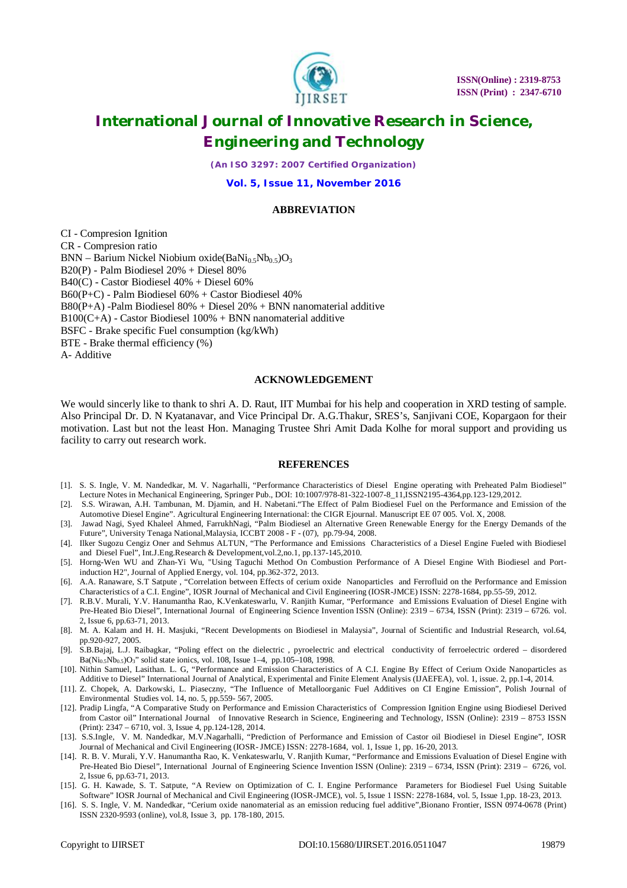## ABBREVIATION

CI - Compresion Ignition
CR - Compresion ratio
BNN – Barium Nickel Niobium oxide($BaNi_{0.5}Nb_{0.5})O_3$
B20(P) - Palm Biodiesel 20% + Diesel 80%
B40(C) - Castor Biodiesel 40% + Diesel 60%
B60(P+C) - Palm Biodiesel 60% + Castor Biodiesel 40%
B80(P+A) -Palm Biodiesel 80% + Diesel 20% + BNN nanomaterial additive
B100(C+A) - Castor Biodiesel 100% + BNN nanomaterial additive
BSFC - Brake specific Fuel consumption (kg/kWh)
BTE - Brake thermal efficiency (%)
A- Additive

## ACKNOWLEDGEMENT

We would sincerly like to thank to shri A. D. Raut, IIT Mumbai for his help and cooperation in XRD testing of sample. Also Principal Dr. D. N Kyatanavar, and Vice Principal Dr. A.G.Thakur, SRES's, Sanjivani COE, Kopargaon for their motivation. Last but not the least Hon. Managing Trustee Shri Amit Dada Kolhe for moral support and providing us facility to carry out research work.

## REFERENCES

[1]. S. S. Ingle, V. M. Nandedkar, M. V. Nagarhalli, "Performance Characteristics of Diesel Engine operating with Preheated Palm Biodiesel" Lecture Notes in Mechanical Engineering, Springer Pub., DOI: 10:1007/978-81-322-1007-8_11,ISSN2195-4364,pp.123-129,2012.

[2]. S.S. Wirawan, A.H. Tambunan, M. Djamin, and H. Nabetani."The Effect of Palm Biodiesel Fuel on the Performance and Emission of the Automotive Diesel Engine". Agricultural Engineering International: the CIGR Ejournal. Manuscript EE 07 005. Vol. X, 2008.

[3]. Jawad Nagi, Syed Khaleel Ahmed, FarrukhNagi, "Palm Biodiesel an Alternative Green Renewable Energy for the Energy Demands of the Future", University Tenaga National,Malaysia, ICCBT 2008 - F - (07), pp.79-94, 2008.

[4]. Ilker Sugozu Cengiz Oner and Sehmus ALTUN, "The Performance and Emissions Characteristics of a Diesel Engine Fueled with Biodiesel and Diesel Fuel", Int.J.Eng.Research & Development,vol.2,no.1, pp.137-145,2010.

[5]. Horng-Wen WU and Zhan-Yi Wu, "Using Taguchi Method On Combustion Performance of A Diesel Engine With Biodiesel and Port-induction H2", Journal of Applied Energy, vol. 104, pp.362-372, 2013.

[6]. A.A. Ranaware, S.T Satpute , "Correlation between Effects of cerium oxide Nanoparticles and Ferrofluid on the Performance and Emission Characteristics of a C.I. Engine", IOSR Journal of Mechanical and Civil Engineering (IOSR-JMCE) ISSN: 2278-1684, pp.55-59, 2012.

[7]. R.B.V. Murali, Y.V. Hanumantha Rao, K.Venkateswarlu, V. Ranjith Kumar, "Performance and Emissions Evaluation of Diesel Engine with Pre-Heated Bio Diesel", International Journal of Engineering Science Invention ISSN (Online): 2319 – 6734, ISSN (Print): 2319 – 6726. vol. 2, Issue 6, pp.63-71, 2013.

[8]. M. A. Kalam and H. H. Masjuki, "Recent Developments on Biodiesel in Malaysia", Journal of Scientific and Industrial Research, vol.64, pp.920-927, 2005.

[9]. S.B.Bajaj, L.J. Raibagkar, "Poling effect on the dielectric , pyroelectric and electrical conductivity of ferroelectric ordered – disordered $Ba(Ni_{0.5}Nb_{0.5})O_3$" solid state ionics, vol. 108, Issue 1–4, pp.105–108, 1998.

[10]. Nithin Samuel, Lasithan. L. G, "Performance and Emission Characteristics of A C.I. Engine By Effect of Cerium Oxide Nanoparticles as Additive to Diesel" International Journal of Analytical, Experimental and Finite Element Analysis (IJAEFEA), vol. 1, issue. 2, pp.1-4, 2014.

[11]. Z. Chopek, A. Darkowski, L. Piaseczny, "The Influence of Metalloorganic Fuel Additives on CI Engine Emission", Polish Journal of Environmental Studies vol. 14, no. 5, pp.559- 567, 2005.

[12]. Pradip Lingfa, "A Comparative Study on Performance and Emission Characteristics of Compression Ignition Engine using Biodiesel Derived from Castor oil" International Journal of Innovative Research in Science, Engineering and Technology, ISSN (Online): 2319 – 8753 ISSN (Print): 2347 – 6710, vol. 3, Issue 4, pp.124-128, 2014.

[13]. S.S.Ingle, V. M. Nandedkar, M.V.Nagarhalli, "Prediction of Performance and Emission of Castor oil Biodiesel in Diesel Engine", IOSR Journal of Mechanical and Civil Engineering (IOSR- JMCE) ISSN: 2278-1684, vol. 1, Issue 1, pp. 16-20, 2013.

[14]. R. B. V. Murali, Y.V. Hanumantha Rao, K. Venkateswarlu, V. Ranjith Kumar, "Performance and Emissions Evaluation of Diesel Engine with Pre-Heated Bio Diesel", International Journal of Engineering Science Invention ISSN (Online): 2319 – 6734, ISSN (Print): 2319 – 6726, vol. 2, Issue 6, pp.63-71, 2013.

[15]. G. H. Kawade, S. T. Satpute, "A Review on Optimization of C. I. Engine Performance Parameters for Biodiesel Fuel Using Suitable Software" IOSR Journal of Mechanical and Civil Engineering (IOSR-JMCE), vol. 5, Issue 1 ISSN: 2278-1684, vol. 5, Issue 1,pp. 18-23, 2013.

[16]. S. S. Ingle, V. M. Nandedkar, "Cerium oxide nanomaterial as an emission reducing fuel additive",Bionano Frontier, ISSN 0974-0678 (Print) ISSN 2320-9593 (online), vol.8, Issue 3, pp. 178-180, 2015.